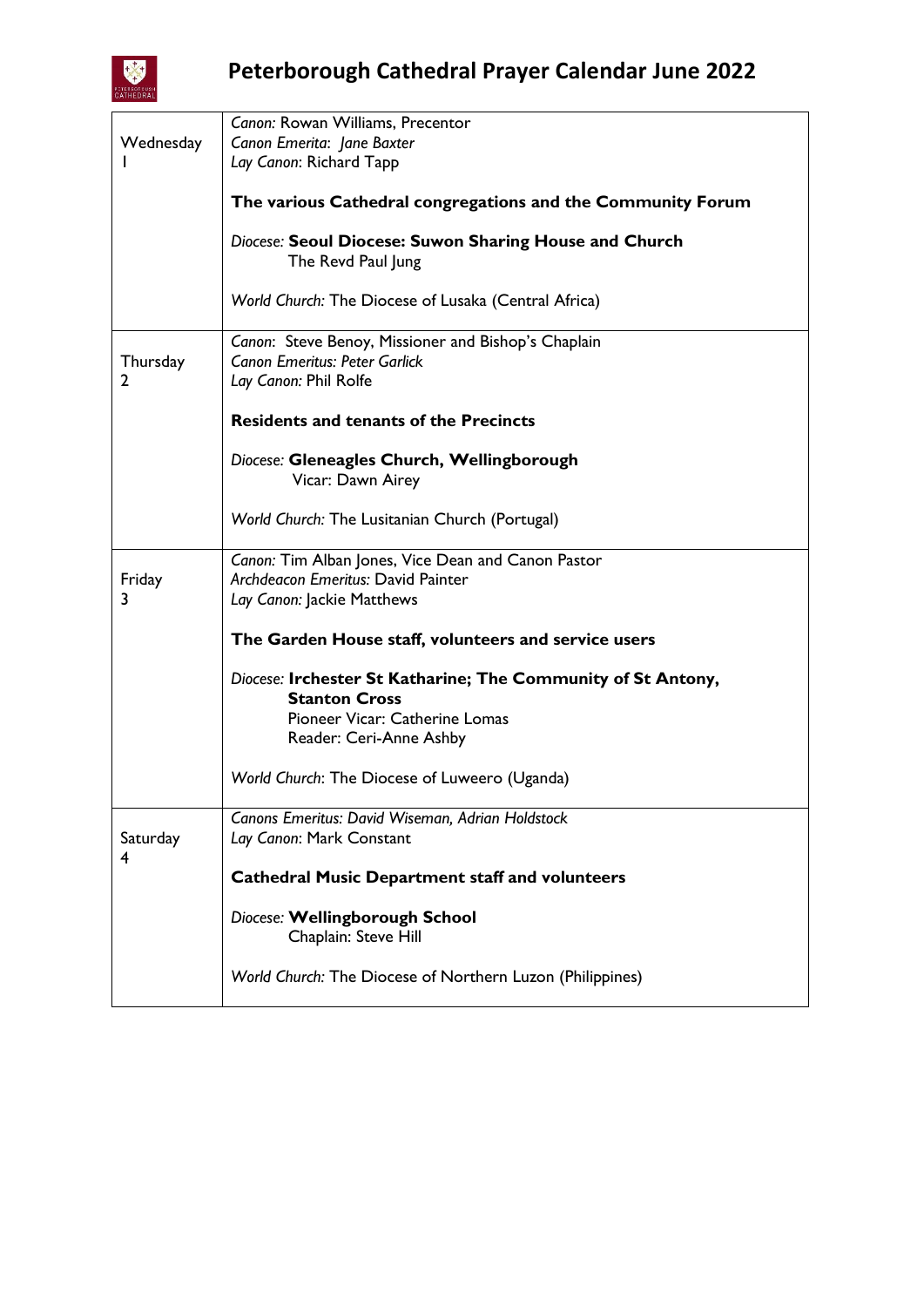# Peterborough Cathedral Prayer Calendar June 2022

| | |
|---|---|
| Wednesday 1 | *Canon:* Rowan Williams, Precentor<br>*Canon Emerita: Jane Baxter*<br>*Lay Canon*: Richard Tapp<br><br>**The various Cathedral congregations and the Community Forum**<br><br>*Diocese:* **Seoul Diocese: Suwon Sharing House and Church**<br>The Revd Paul Jung<br><br>*World Church:* The Diocese of Lusaka (Central Africa) |
| Thursday 2 | *Canon*: Steve Benoy, Missioner and Bishop's Chaplain<br>*Canon Emeritus: Peter Garlick*<br>*Lay Canon:* Phil Rolfe<br><br>**Residents and tenants of the Precincts**<br><br>*Diocese:* **Gleneagles Church, Wellingborough**<br>Vicar: Dawn Airey<br><br>*World Church:* The Lusitanian Church (Portugal) |
| Friday 3 | *Canon:* Tim Alban Jones, Vice Dean and Canon Pastor<br>*Archdeacon Emeritus:* David Painter<br>*Lay Canon:* Jackie Matthews<br><br>**The Garden House staff, volunteers and service users**<br><br>*Diocese:* **Irchester St Katharine; The Community of St Antony, Stanton Cross**<br>Pioneer Vicar: Catherine Lomas<br>Reader: Ceri-Anne Ashby<br><br>*World Church*: The Diocese of Luweero (Uganda) |
| Saturday 4 | *Canons Emeritus: David Wiseman, Adrian Holdstock*<br>*Lay Canon*: Mark Constant<br><br>**Cathedral Music Department staff and volunteers**<br><br>*Diocese:* **Wellingborough School**<br>Chaplain: Steve Hill<br><br>*World Church:* The Diocese of Northern Luzon (Philippines) |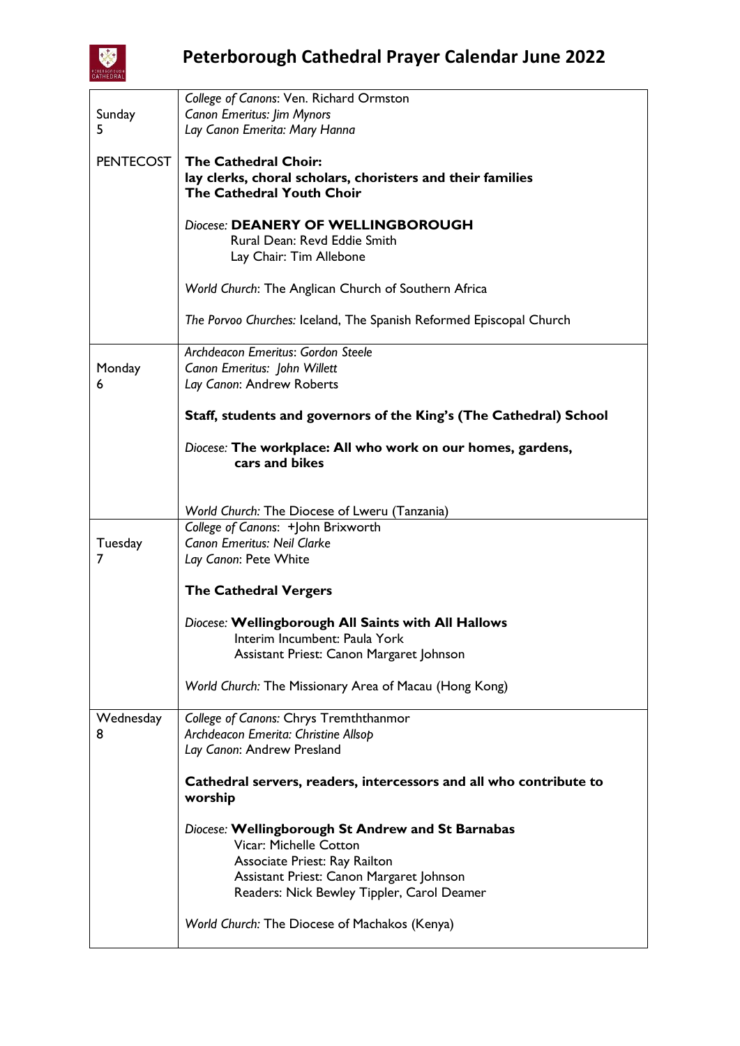# Peterborough Cathedral Prayer Calendar June 2022

| | |
|---|---|
| Sunday 5<br><br>PENTECOST | *College of Canons*: Ven. Richard Ormston<br>*Canon Emeritus: Jim Mynors*<br>*Lay Canon Emerita: Mary Hanna*<br><br>**The Cathedral Choir:**<br>**lay clerks, choral scholars, choristers and their families**<br>**The Cathedral Youth Choir**<br><br>*Diocese:* **DEANERY OF WELLINGBOROUGH**<br>Rural Dean: Revd Eddie Smith<br>Lay Chair: Tim Allebone<br><br>*World Church*: The Anglican Church of Southern Africa<br><br>*The Porvoo Churches:* Iceland, The Spanish Reformed Episcopal Church |
| Monday 6 | *Archdeacon Emeritus*: *Gordon Steele*<br>*Canon Emeritus: John Willett*<br>*Lay Canon*: Andrew Roberts<br><br>**Staff, students and governors of the King's (The Cathedral) School**<br><br>*Diocese:* **The workplace: All who work on our homes, gardens, cars and bikes**<br><br>*World Church:* The Diocese of Lweru (Tanzania) |
| Tuesday 7 | *College of Canons*: +John Brixworth<br>*Canon Emeritus: Neil Clarke*<br>*Lay Canon*: Pete White<br><br>**The Cathedral Vergers**<br><br>*Diocese:* **Wellingborough All Saints with All Hallows**<br>Interim Incumbent: Paula York<br>Assistant Priest: Canon Margaret Johnson<br><br>*World Church:* The Missionary Area of Macau (Hong Kong) |
| Wednesday 8 | *College of Canons:* Chrys Tremththanmor<br>*Archdeacon Emerita: Christine Allsop*<br>*Lay Canon*: Andrew Presland<br><br>**Cathedral servers, readers, intercessors and all who contribute to worship**<br><br>*Diocese:* **Wellingborough St Andrew and St Barnabas**<br>Vicar: Michelle Cotton<br>Associate Priest: Ray Railton<br>Assistant Priest: Canon Margaret Johnson<br>Readers: Nick Bewley Tippler, Carol Deamer<br><br>*World Church:* The Diocese of Machakos (Kenya) |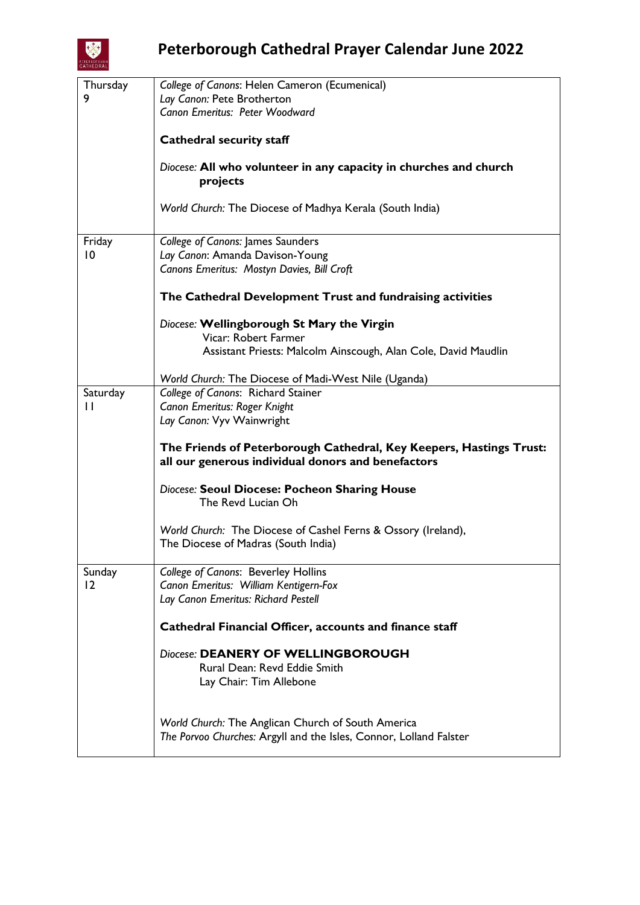# Peterborough Cathedral Prayer Calendar June 2022

| | |
|---|---|
| Thursday 9 | *College of Canons*: Helen Cameron (Ecumenical)<br>*Lay Canon:* Pete Brotherton<br>*Canon Emeritus: Peter Woodward*<br><br>**Cathedral security staff**<br><br>*Diocese:* **All who volunteer in any capacity in churches and church projects**<br><br>*World Church:* The Diocese of Madhya Kerala (South India) |
| Friday 10 | *College of Canons*: James Saunders<br>*Lay Canon*: Amanda Davison-Young<br>*Canons Emeritus: Mostyn Davies, Bill Croft*<br><br>**The Cathedral Development Trust and fundraising activities**<br><br>*Diocese:* **Wellingborough St Mary the Virgin**<br>Vicar: Robert Farmer<br>Assistant Priests: Malcolm Ainscough, Alan Cole, David Maudlin<br><br>*World Church:* The Diocese of Madi-West Nile (Uganda) |
| Saturday 11 | *College of Canons*: Richard Stainer<br>*Canon Emeritus: Roger Knight*<br>*Lay Canon:* Vyv Wainwright<br><br>**The Friends of Peterborough Cathedral, Key Keepers, Hastings Trust: all our generous individual donors and benefactors**<br><br>*Diocese:* **Seoul Diocese: Pocheon Sharing House**<br>The Revd Lucian Oh<br><br>*World Church:* The Diocese of Cashel Ferns & Ossory (Ireland), The Diocese of Madras (South India) |
| Sunday 12 | *College of Canons*: Beverley Hollins<br>*Canon Emeritus: William Kentigern-Fox*<br>*Lay Canon Emeritus: Richard Pestell*<br><br>**Cathedral Financial Officer, accounts and finance staff**<br><br>*Diocese:* **DEANERY OF WELLINGBOROUGH**<br>Rural Dean: Revd Eddie Smith<br>Lay Chair: Tim Allebone<br><br>*World Church:* The Anglican Church of South America<br>*The Porvoo Churches:* Argyll and the Isles, Connor, Lolland Falster |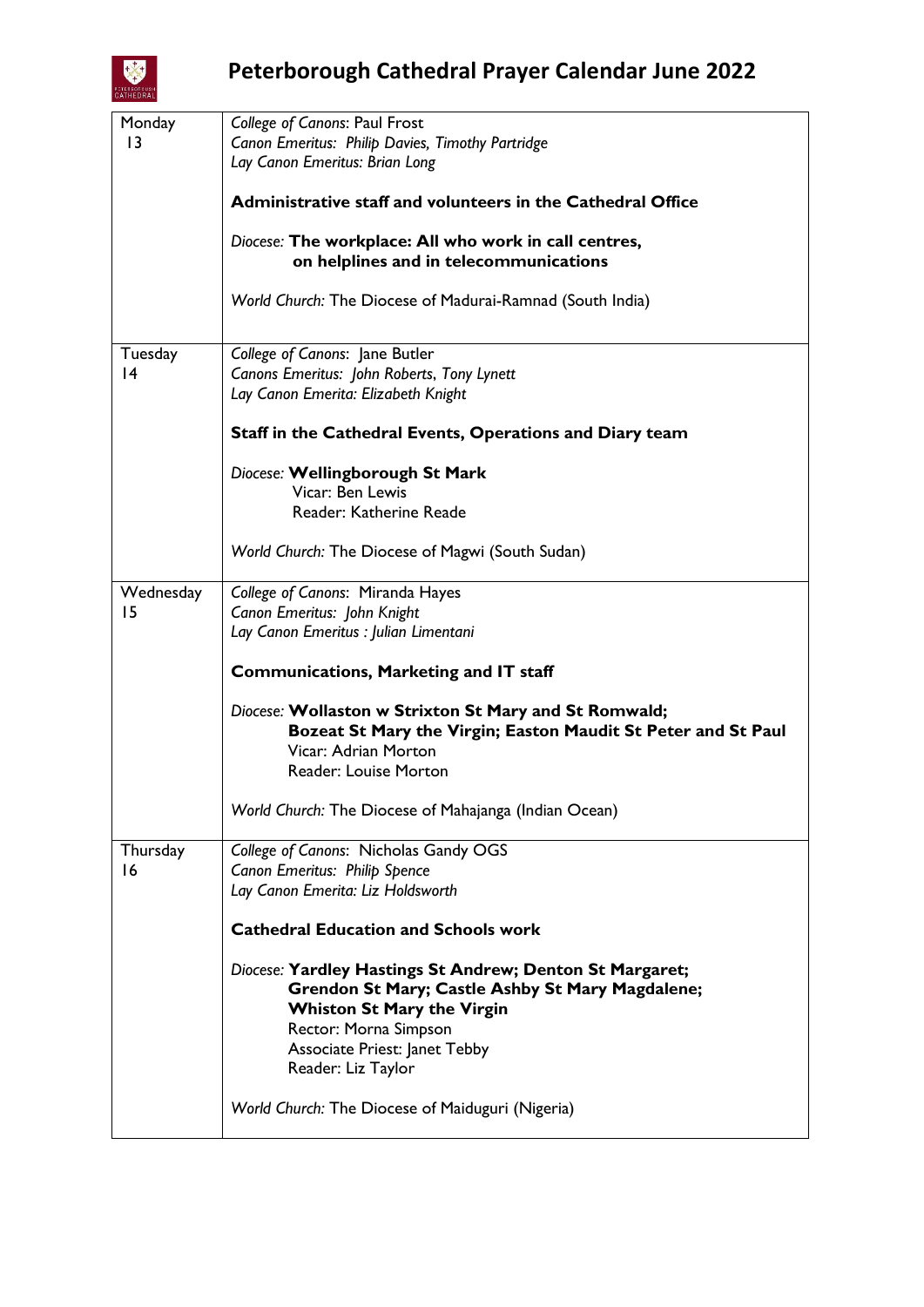# Peterborough Cathedral Prayer Calendar June 2022

| | |
|---|---|
| Monday 13 | *College of Canons*: Paul Frost<br>*Canon Emeritus: Philip Davies, Timothy Partridge*<br>*Lay Canon Emeritus: Brian Long*<br><br>**Administrative staff and volunteers in the Cathedral Office**<br><br>*Diocese:* **The workplace: All who work in call centres, on helplines and in telecommunications**<br><br>*World Church:* The Diocese of Madurai-Ramnad (South India) |
| Tuesday 14 | *College of Canons*: Jane Butler<br>*Canons Emeritus: John Roberts, Tony Lynett*<br>*Lay Canon Emerita: Elizabeth Knight*<br><br>**Staff in the Cathedral Events, Operations and Diary team**<br><br>*Diocese:* **Wellingborough St Mark**<br>Vicar: Ben Lewis<br>Reader: Katherine Reade<br><br>*World Church:* The Diocese of Magwi (South Sudan) |
| Wednesday 15 | *College of Canons*: Miranda Hayes<br>*Canon Emeritus: John Knight*<br>*Lay Canon Emeritus : Julian Limentani*<br><br>**Communications, Marketing and IT staff**<br><br>*Diocese:* **Wollaston w Strixton St Mary and St Romwald; Bozeat St Mary the Virgin; Easton Maudit St Peter and St Paul**<br>Vicar: Adrian Morton<br>Reader: Louise Morton<br><br>*World Church:* The Diocese of Mahajanga (Indian Ocean) |
| Thursday 16 | *College of Canons*: Nicholas Gandy OGS<br>*Canon Emeritus: Philip Spence*<br>*Lay Canon Emerita: Liz Holdsworth*<br><br>**Cathedral Education and Schools work**<br><br>*Diocese:* **Yardley Hastings St Andrew; Denton St Margaret; Grendon St Mary; Castle Ashby St Mary Magdalene; Whiston St Mary the Virgin**<br>Rector: Morna Simpson<br>Associate Priest: Janet Tebby<br>Reader: Liz Taylor<br><br>*World Church:* The Diocese of Maiduguri (Nigeria) |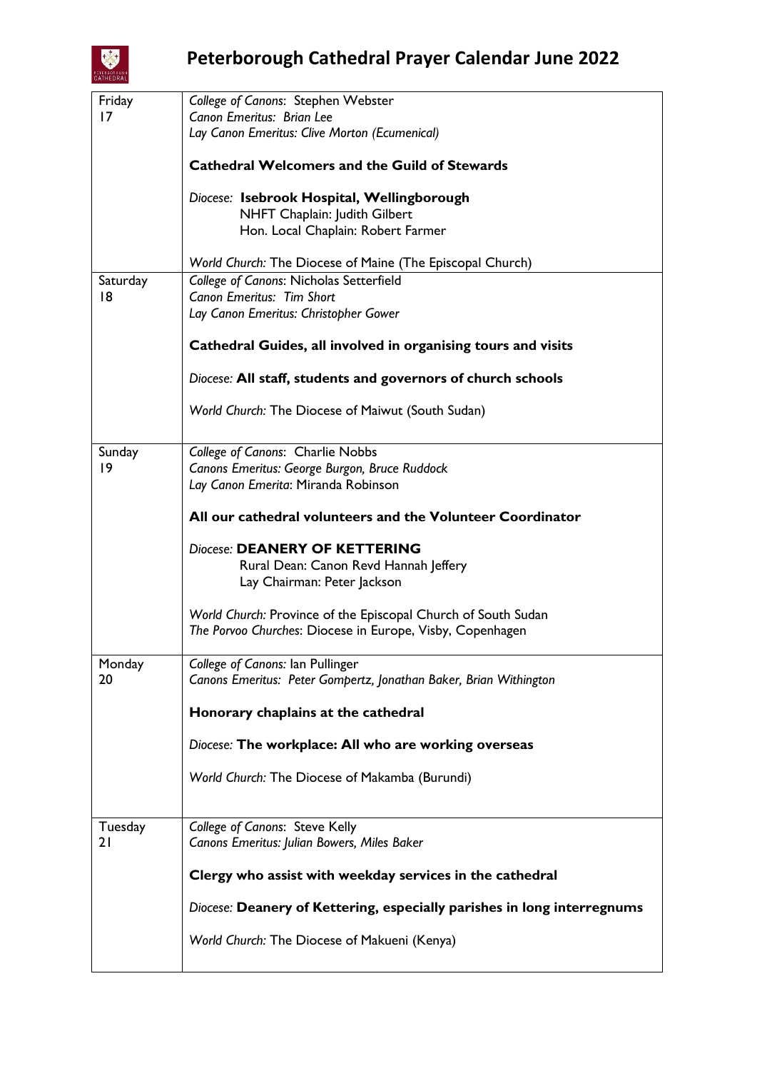# Peterborough Cathedral Prayer Calendar June 2022

| | |
|---|---|
| Friday 17 | *College of Canons*: Stephen Webster<br>*Canon Emeritus: Brian Lee*<br>*Lay Canon Emeritus: Clive Morton (Ecumenical)*<br><br>**Cathedral Welcomers and the Guild of Stewards**<br><br>*Diocese:* **Isebrook Hospital, Wellingborough**<br>NHFT Chaplain: Judith Gilbert<br>Hon. Local Chaplain: Robert Farmer<br><br>*World Church:* The Diocese of Maine (The Episcopal Church) |
| Saturday 18 | *College of Canons*: Nicholas Setterfield<br>*Canon Emeritus: Tim Short*<br>*Lay Canon Emeritus: Christopher Gower*<br><br>**Cathedral Guides, all involved in organising tours and visits**<br><br>*Diocese:* **All staff, students and governors of church schools**<br><br>*World Church:* The Diocese of Maiwut (South Sudan) |
| Sunday 19 | *College of Canons*: Charlie Nobbs<br>*Canons Emeritus: George Burgon, Bruce Ruddock*<br>*Lay Canon Emerita*: Miranda Robinson<br><br>**All our cathedral volunteers and the Volunteer Coordinator**<br><br>*Diocese:* **DEANERY OF KETTERING**<br>Rural Dean: Canon Revd Hannah Jeffery<br>Lay Chairman: Peter Jackson<br><br>*World Church:* Province of the Episcopal Church of South Sudan<br>*The Porvoo Churches*: Diocese in Europe, Visby, Copenhagen |
| Monday 20 | *College of Canons:* Ian Pullinger<br>*Canons Emeritus: Peter Gompertz, Jonathan Baker, Brian Withington*<br><br>**Honorary chaplains at the cathedral**<br><br>*Diocese:* **The workplace: All who are working overseas**<br><br>*World Church:* The Diocese of Makamba (Burundi) |
| Tuesday 21 | *College of Canons*: Steve Kelly<br>*Canons Emeritus: Julian Bowers, Miles Baker*<br><br>**Clergy who assist with weekday services in the cathedral**<br><br>*Diocese:* **Deanery of Kettering, especially parishes in long interregnums**<br><br>*World Church:* The Diocese of Makueni (Kenya) |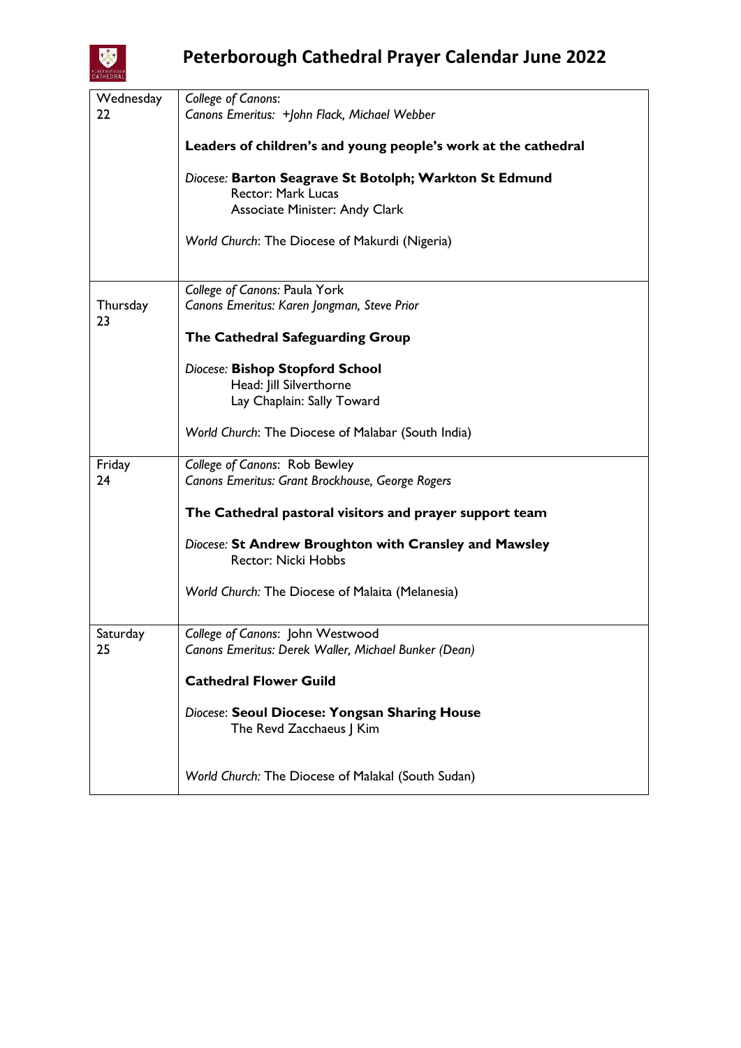# Peterborough Cathedral Prayer Calendar June 2022

| | |
|---|---|
| Wednesday 22 | *College of Canons*:<br>*Canons Emeritus: +John Flack, Michael Webber*<br><br>**Leaders of children's and young people's work at the cathedral**<br><br>*Diocese:* **Barton Seagrave St Botolph; Warkton St Edmund**<br>Rector: Mark Lucas<br>Associate Minister: Andy Clark<br><br>*World Church*: The Diocese of Makurdi (Nigeria) |
| Thursday 23 | *College of Canons:* Paula York<br>*Canons Emeritus: Karen Jongman, Steve Prior*<br><br>**The Cathedral Safeguarding Group**<br><br>*Diocese:* **Bishop Stopford School**<br>Head: Jill Silverthorne<br>Lay Chaplain: Sally Toward<br><br>*World Church*: The Diocese of Malabar (South India) |
| Friday 24 | *College of Canons*: Rob Bewley<br>*Canons Emeritus: Grant Brockhouse, George Rogers*<br><br>**The Cathedral pastoral visitors and prayer support team**<br><br>*Diocese:* **St Andrew Broughton with Cransley and Mawsley**<br>Rector: Nicki Hobbs<br><br>*World Church:* The Diocese of Malaita (Melanesia) |
| Saturday 25 | *College of Canons*: John Westwood<br>*Canons Emeritus: Derek Waller, Michael Bunker (Dean)*<br><br>**Cathedral Flower Guild**<br><br>*Diocese*: **Seoul Diocese: Yongsan Sharing House**<br>The Revd Zacchaeus J Kim<br><br>*World Church:* The Diocese of Malakal (South Sudan) |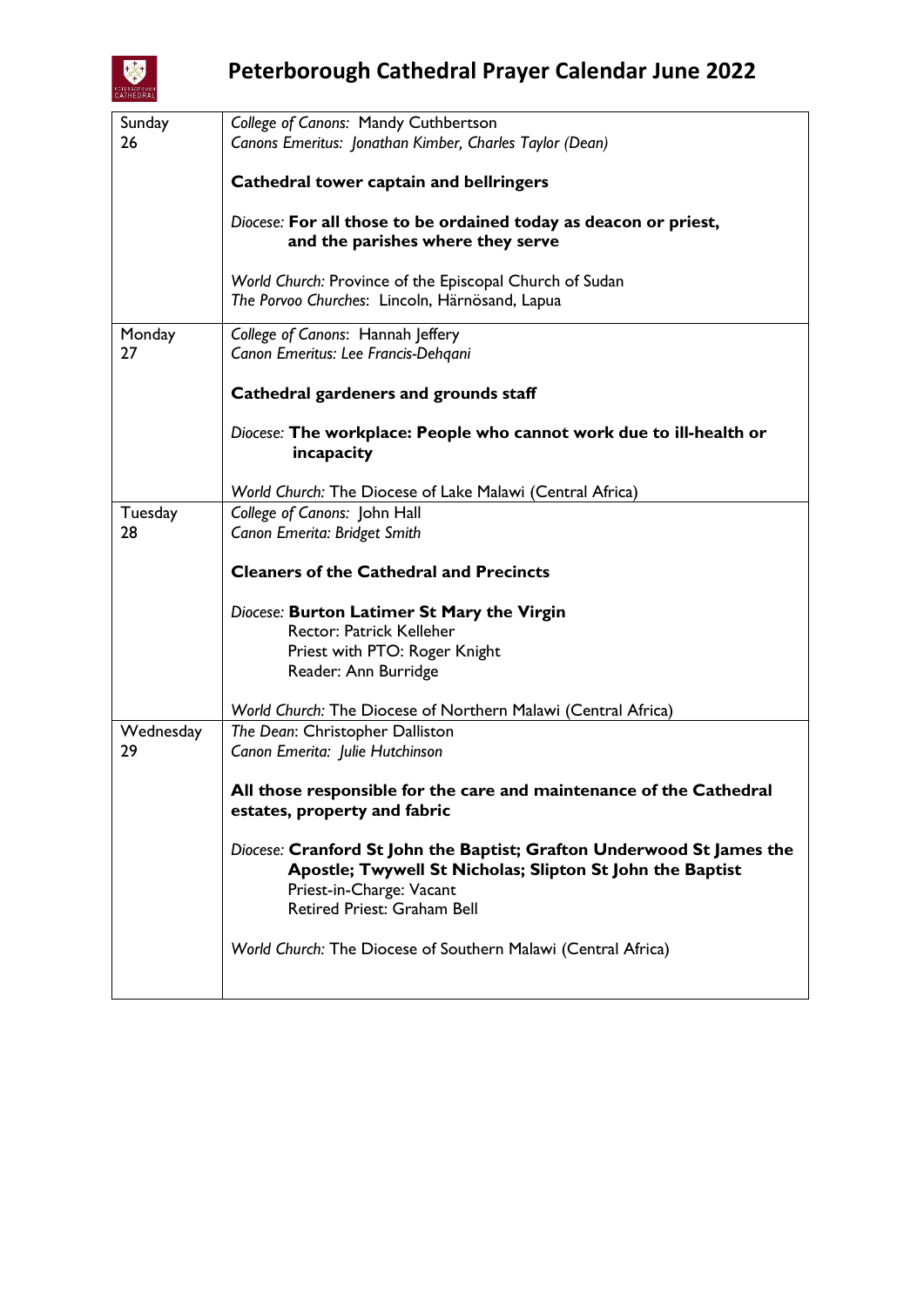# Peterborough Cathedral Prayer Calendar June 2022

| | |
|---|---|
| Sunday 26 | *College of Canons:* Mandy Cuthbertson<br>*Canons Emeritus: Jonathan Kimber, Charles Taylor (Dean)*<br><br>**Cathedral tower captain and bellringers**<br><br>*Diocese:* **For all those to be ordained today as deacon or priest, and the parishes where they serve**<br><br>*World Church:* Province of the Episcopal Church of Sudan<br>*The Porvoo Churches*: Lincoln, Härnösand, Lapua |
| Monday 27 | *College of Canons*: Hannah Jeffery<br>*Canon Emeritus: Lee Francis-Dehqani*<br><br>**Cathedral gardeners and grounds staff**<br><br>*Diocese:* **The workplace: People who cannot work due to ill-health or incapacity**<br><br>*World Church:* The Diocese of Lake Malawi (Central Africa) |
| Tuesday 28 | *College of Canons:* John Hall<br>*Canon Emerita: Bridget Smith*<br><br>**Cleaners of the Cathedral and Precincts**<br><br>*Diocese:* **Burton Latimer St Mary the Virgin**<br>Rector: Patrick Kelleher<br>Priest with PTO: Roger Knight<br>Reader: Ann Burridge<br><br>*World Church:* The Diocese of Northern Malawi (Central Africa) |
| Wednesday 29 | *The Dean*: Christopher Dalliston<br>*Canon Emerita: Julie Hutchinson*<br><br>**All those responsible for the care and maintenance of the Cathedral estates, property and fabric**<br><br>*Diocese:* **Cranford St John the Baptist; Grafton Underwood St James the Apostle; Twywell St Nicholas; Slipton St John the Baptist**<br>Priest-in-Charge: Vacant<br>Retired Priest: Graham Bell<br><br>*World Church:* The Diocese of Southern Malawi (Central Africa) |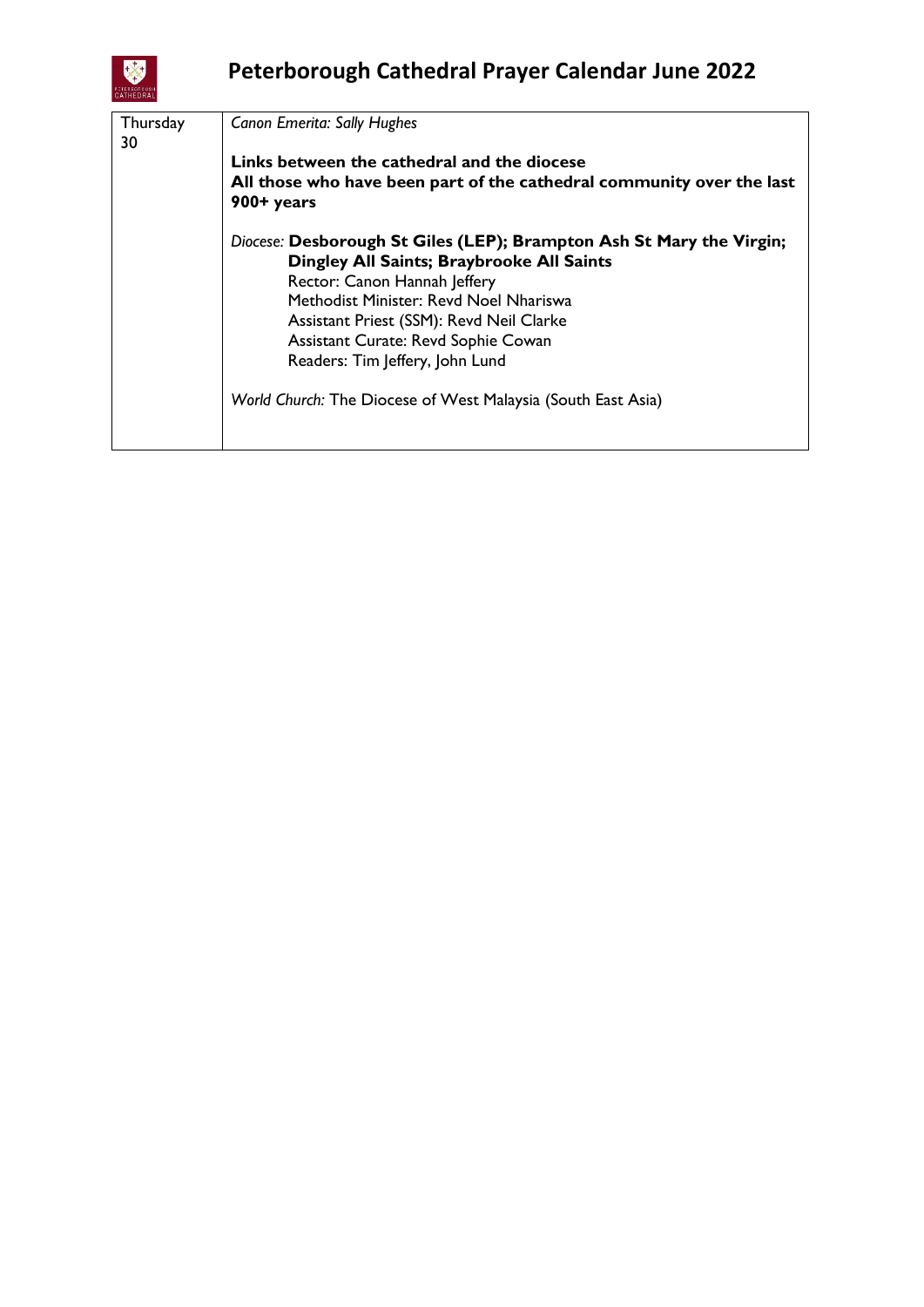| | |
|---|---|
| Thursday 30 | *Canon Emerita: Sally Hughes*<br><br>**Links between the cathedral and the diocese**<br>**All those who have been part of the cathedral community over the last 900+ years**<br><br>*Diocese:* **Desborough St Giles (LEP); Brampton Ash St Mary the Virgin; Dingley All Saints; Braybrooke All Saints**<br>Rector: Canon Hannah Jeffery<br>Methodist Minister: Revd Noel Nhariswa<br>Assistant Priest (SSM): Revd Neil Clarke<br>Assistant Curate: Revd Sophie Cowan<br>Readers: Tim Jeffery, John Lund<br><br>*World Church:* The Diocese of West Malaysia (South East Asia) |